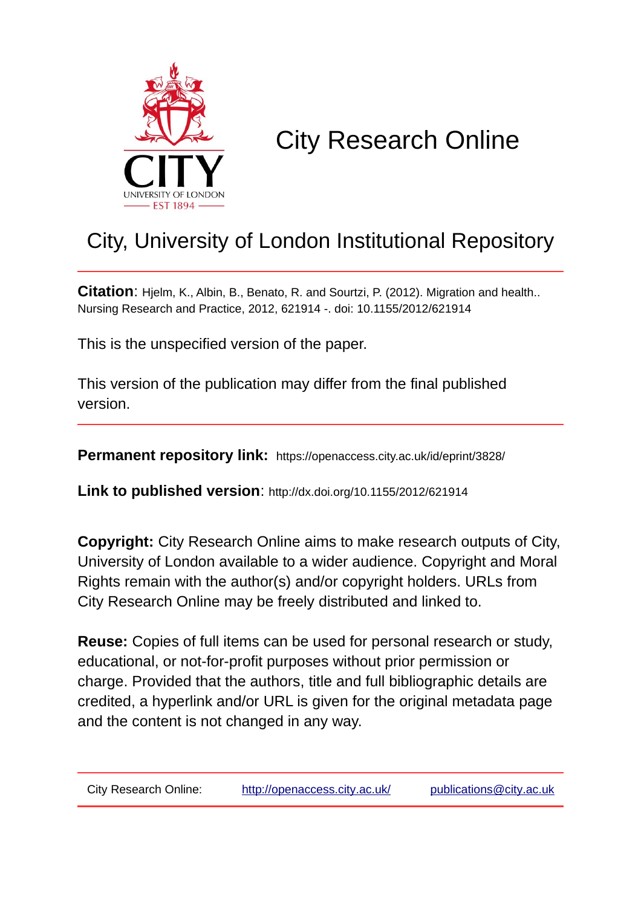# City Research Online

## City, University of London Institutional Repository

**Citation**: Hjelm, K., Albin, B., Benato, R. and Sourtzi, P. (2012). Migration and health.. Nursing Research and Practice, 2012, 621914 -. doi: 10.1155/2012/621914

This is the unspecified version of the paper.

This version of the publication may differ from the final published version.

**Permanent repository link:** https://openaccess.city.ac.uk/id/eprint/3828/

**Link to published version**: http://dx.doi.org/10.1155/2012/621914

**Copyright:** City Research Online aims to make research outputs of City, University of London available to a wider audience. Copyright and Moral Rights remain with the author(s) and/or copyright holders. URLs from City Research Online may be freely distributed and linked to.

**Reuse:** Copies of full items can be used for personal research or study, educational, or not-for-profit purposes without prior permission or charge. Provided that the authors, title and full bibliographic details are credited, a hyperlink and/or URL is given for the original metadata page and the content is not changed in any way.

| City Research Online: | http://openaccess.city.ac.uk/ | publications@city.ac.uk |
|---|---|---|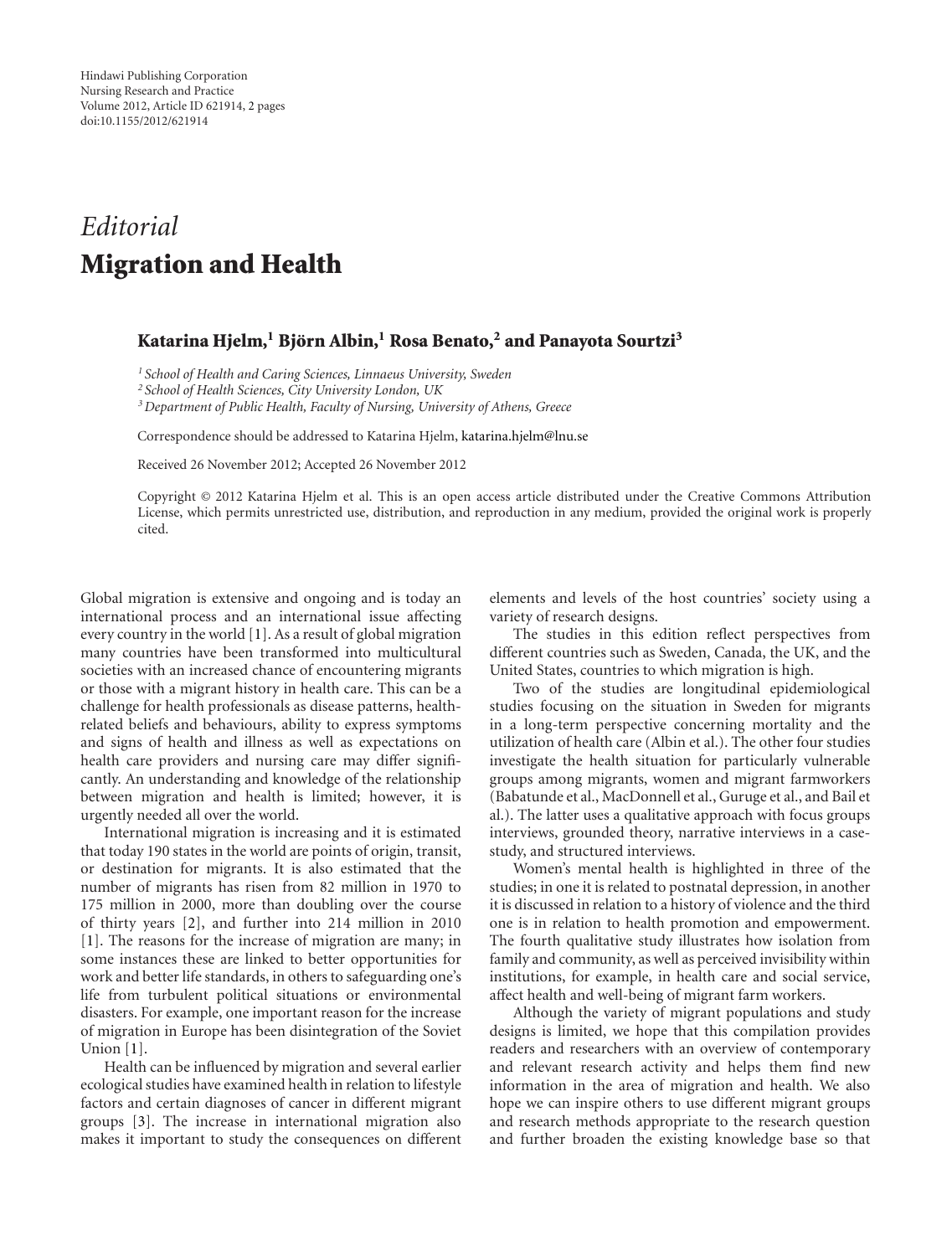*Editorial*

# Migration and Health

**Katarina Hjelm,[1] Björn Albin,[1] Rosa Benato,[2] and Panayota Sourtzi[3]**

[1] *School of Health and Caring Sciences, Linnaeus University, Sweden*
[2] *School of Health Sciences, City University London, UK*
[3] *Department of Public Health, Faculty of Nursing, University of Athens, Greece*

Correspondence should be addressed to Katarina Hjelm, katarina.hjelm@lnu.se

Received 26 November 2012; Accepted 26 November 2012

Copyright © 2012 Katarina Hjelm et al. This is an open access article distributed under the Creative Commons Attribution License, which permits unrestricted use, distribution, and reproduction in any medium, provided the original work is properly cited.

Global migration is extensive and ongoing and is today an international process and an international issue affecting every country in the world [1]. As a result of global migration many countries have been transformed into multicultural societies with an increased chance of encountering migrants or those with a migrant history in health care. This can be a challenge for health professionals as disease patterns, health-related beliefs and behaviours, ability to express symptoms and signs of health and illness as well as expectations on health care providers and nursing care may differ significantly. An understanding and knowledge of the relationship between migration and health is limited; however, it is urgently needed all over the world.

International migration is increasing and it is estimated that today 190 states in the world are points of origin, transit, or destination for migrants. It is also estimated that the number of migrants has risen from 82 million in 1970 to 175 million in 2000, more than doubling over the course of thirty years [2], and further into 214 million in 2010 [1]. The reasons for the increase of migration are many; in some instances these are linked to better opportunities for work and better life standards, in others to safeguarding one's life from turbulent political situations or environmental disasters. For example, one important reason for the increase of migration in Europe has been disintegration of the Soviet Union [1].

Health can be influenced by migration and several earlier ecological studies have examined health in relation to lifestyle factors and certain diagnoses of cancer in different migrant groups [3]. The increase in international migration also makes it important to study the consequences on different elements and levels of the host countries' society using a variety of research designs.

The studies in this edition reflect perspectives from different countries such as Sweden, Canada, the UK, and the United States, countries to which migration is high.

Two of the studies are longitudinal epidemiological studies focusing on the situation in Sweden for migrants in a long-term perspective concerning mortality and the utilization of health care (Albin et al.). The other four studies investigate the health situation for particularly vulnerable groups among migrants, women and migrant farmworkers (Babatunde et al., MacDonnell et al., Guruge et al., and Bail et al.). The latter uses a qualitative approach with focus groups interviews, grounded theory, narrative interviews in a case-study, and structured interviews.

Women's mental health is highlighted in three of the studies; in one it is related to postnatal depression, in another it is discussed in relation to a history of violence and the third one is in relation to health promotion and empowerment. The fourth qualitative study illustrates how isolation from family and community, as well as perceived invisibility within institutions, for example, in health care and social service, affect health and well-being of migrant farm workers.

Although the variety of migrant populations and study designs is limited, we hope that this compilation provides readers and researchers with an overview of contemporary and relevant research activity and helps them find new information in the area of migration and health. We also hope we can inspire others to use different migrant groups and research methods appropriate to the research question and further broaden the existing knowledge base so that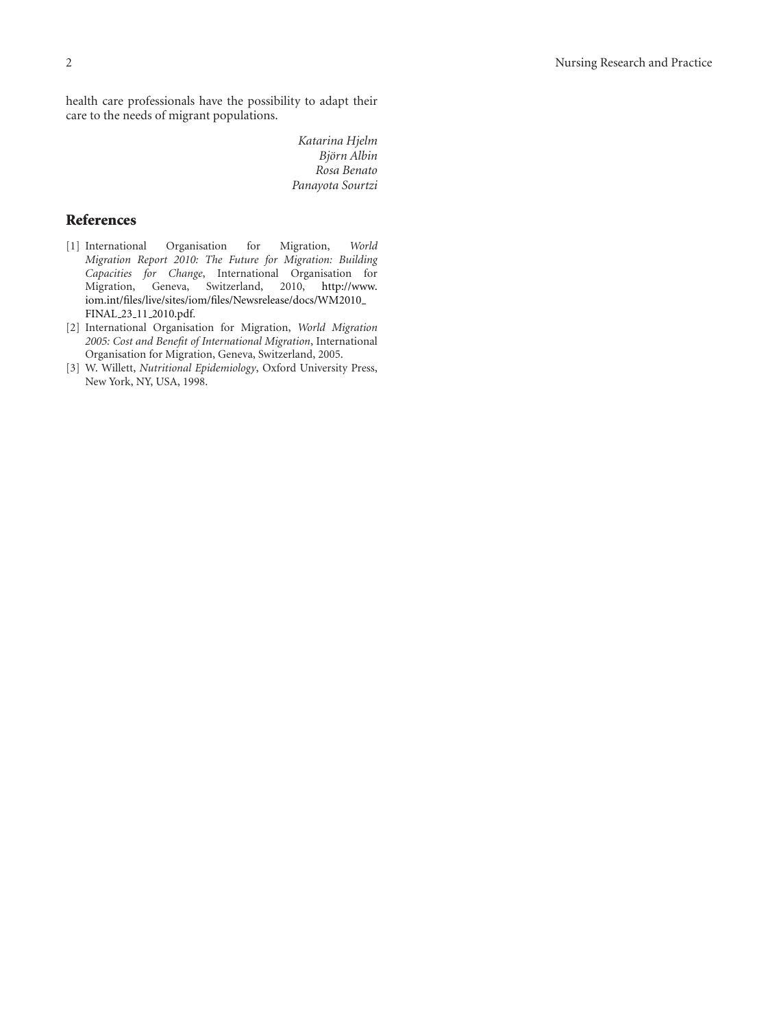health care professionals have the possibility to adapt their care to the needs of migrant populations.

*Katarina Hjelm*
*Björn Albin*
*Rosa Benato*
*Panayota Sourtzi*

## References

[1] International Organisation for Migration, *World Migration Report 2010: The Future for Migration: Building Capacities for Change*, International Organisation for Migration, Geneva, Switzerland, 2010, http://www.iom.int/files/live/sites/iom/files/Newsrelease/docs/WM2010_FINAL_23_11_2010.pdf.

[2] International Organisation for Migration, *World Migration 2005: Cost and Benefit of International Migration*, International Organisation for Migration, Geneva, Switzerland, 2005.

[3] W. Willett, *Nutritional Epidemiology*, Oxford University Press, New York, NY, USA, 1998.